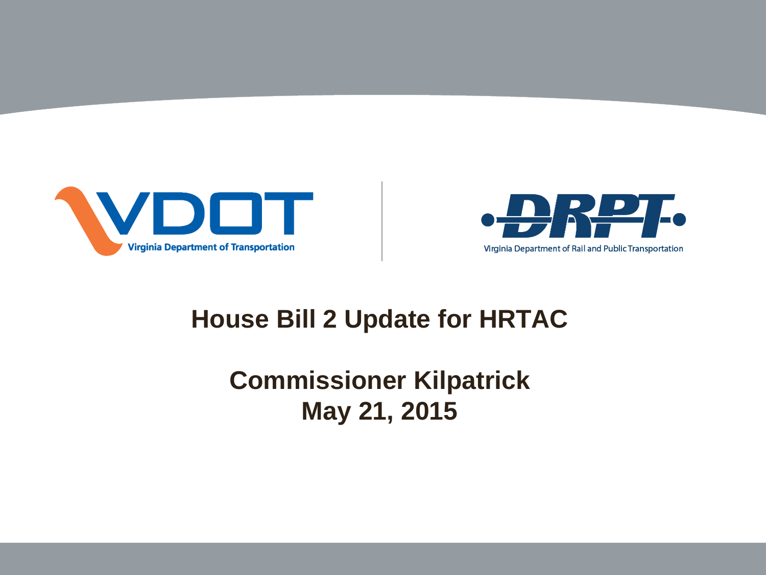Virginia Department of Transportation

Virginia Department of Rail and Public Transportation

# House Bill 2 Update for HRTAC

## Commissioner Kilpatrick
## May 21, 2015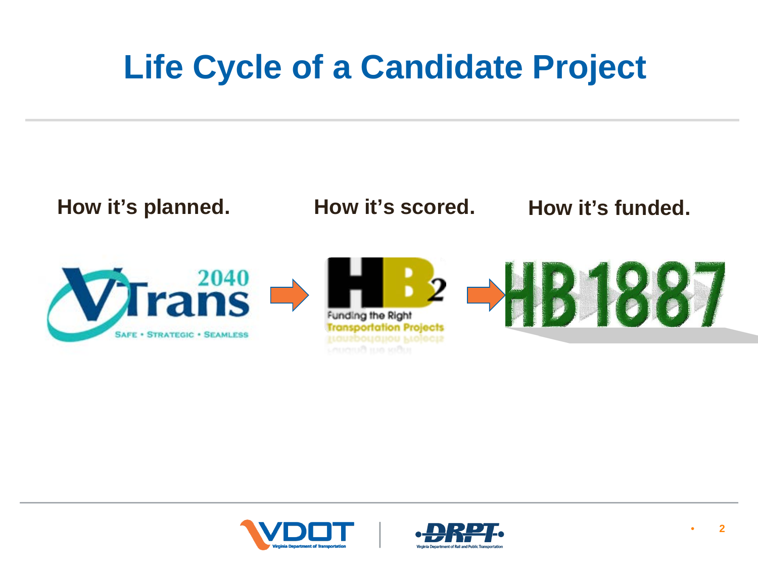# Life Cycle of a Candidate Project

**How it's planned.** → **How it's scored.** → **How it's funded.**

VTrans 2040 → HB2 → HB1887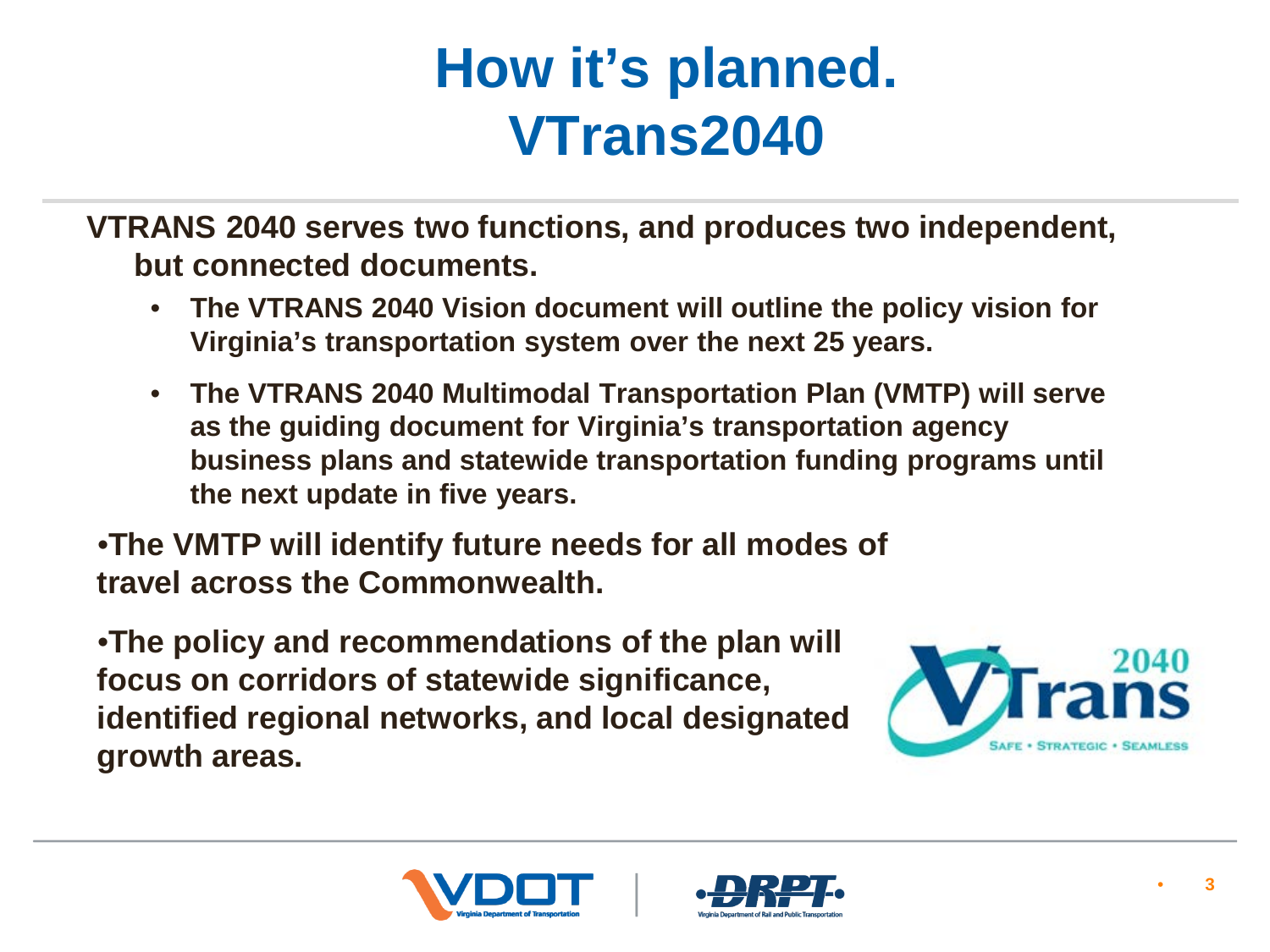# How it's planned. VTrans2040

**VTRANS 2040 serves two functions, and produces two independent, but connected documents.**

- **The VTRANS 2040 Vision document will outline the policy vision for Virginia's transportation system over the next 25 years.**
- **The VTRANS 2040 Multimodal Transportation Plan (VMTP) will serve as the guiding document for Virginia's transportation agency business plans and statewide transportation funding programs until the next update in five years.**

- **The VMTP will identify future needs for all modes of travel across the Commonwealth.**

- **The policy and recommendations of the plan will focus on corridors of statewide significance, identified regional networks, and local designated growth areas.**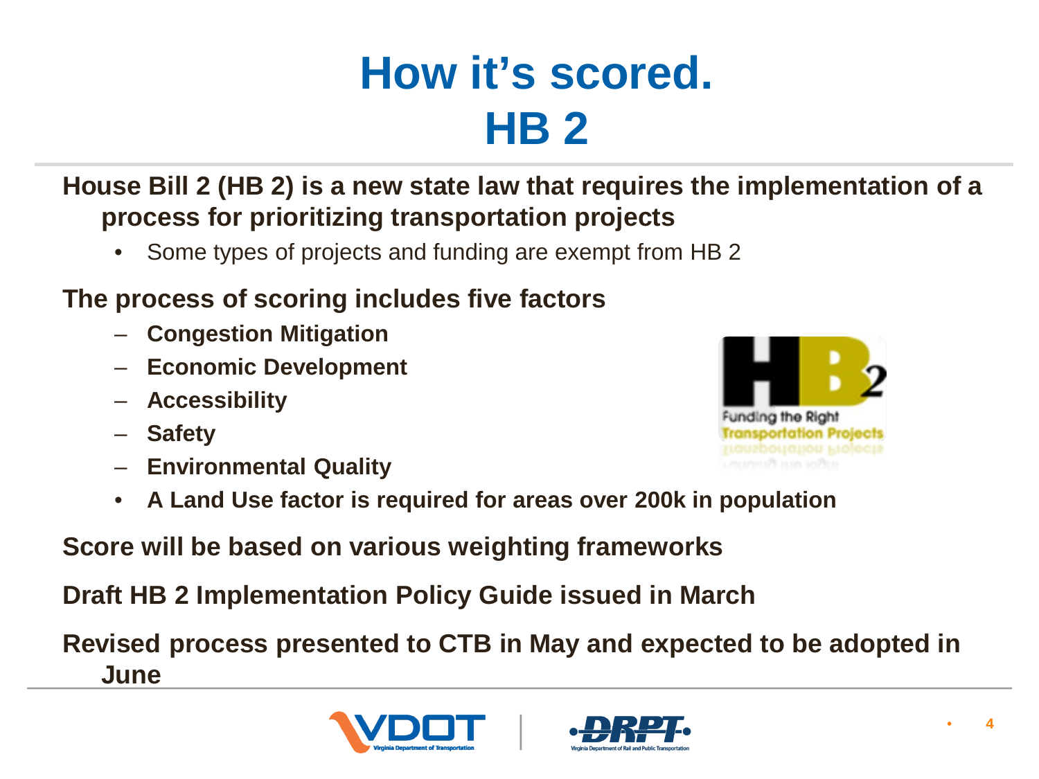# How it's scored.
# HB 2

**House Bill 2 (HB 2) is a new state law that requires the implementation of a process for prioritizing transportation projects**

- Some types of projects and funding are exempt from HB 2

**The process of scoring includes five factors**

- **Congestion Mitigation**
- **Economic Development**
- **Accessibility**
- **Safety**
- **Environmental Quality**
- **A Land Use factor is required for areas over 200k in population**

**Score will be based on various weighting frameworks**

**Draft HB 2 Implementation Policy Guide issued in March**

**Revised process presented to CTB in May and expected to be adopted in June**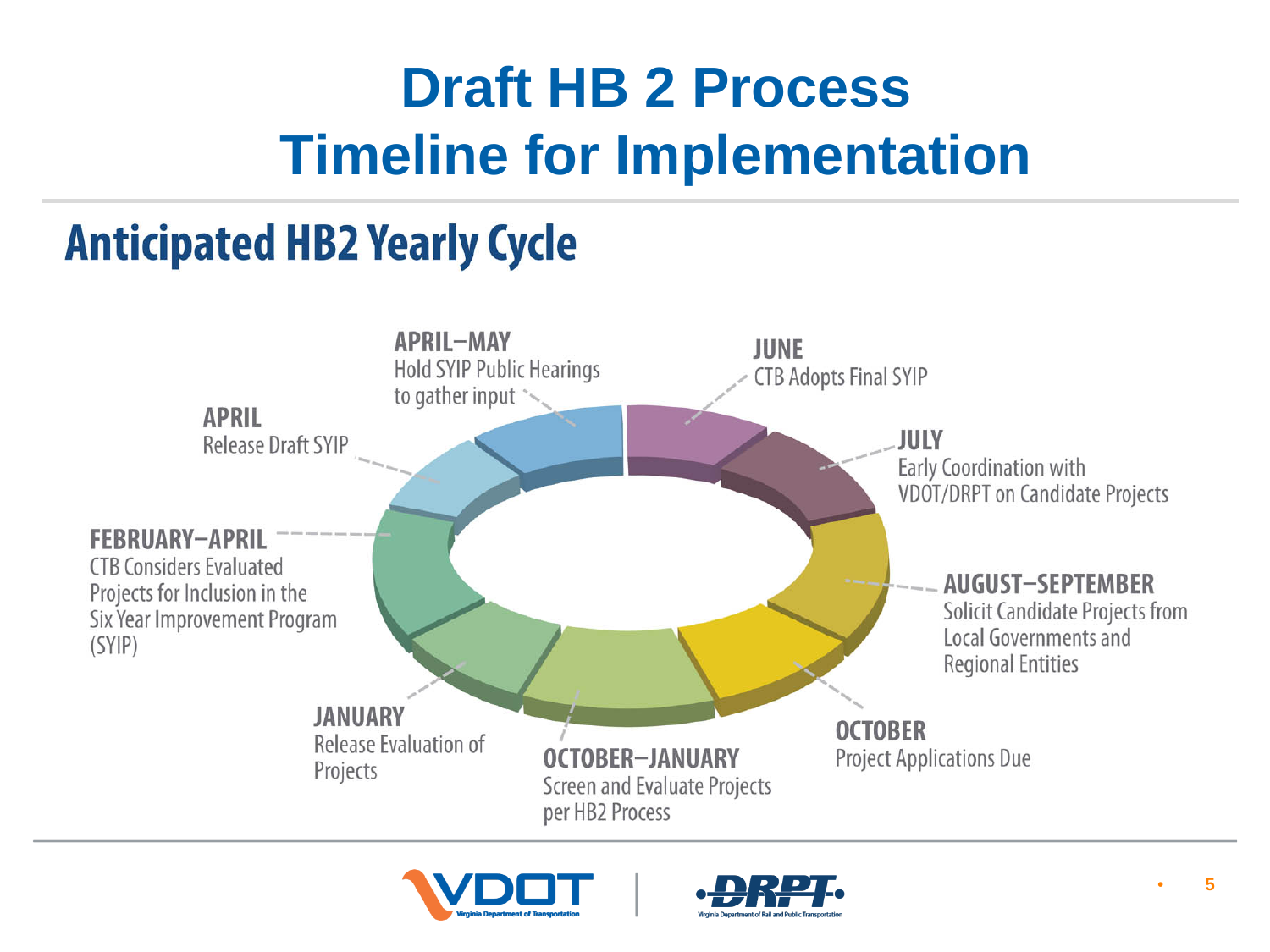# Draft HB 2 Process Timeline for Implementation

## Anticipated HB2 Yearly Cycle

**JUNE**
CTB Adopts Final SYIP

**JULY**
Early Coordination with VDOT/DRPT on Candidate Projects

**AUGUST–SEPTEMBER**
Solicit Candidate Projects from Local Governments and Regional Entities

**OCTOBER**
Project Applications Due

**OCTOBER–JANUARY**
Screen and Evaluate Projects per HB2 Process

**JANUARY**
Release Evaluation of Projects

**FEBRUARY–APRIL**
CTB Considers Evaluated Projects for Inclusion in the Six Year Improvement Program (SYIP)

**APRIL**
Release Draft SYIP

**APRIL–MAY**
Hold SYIP Public Hearings to gather input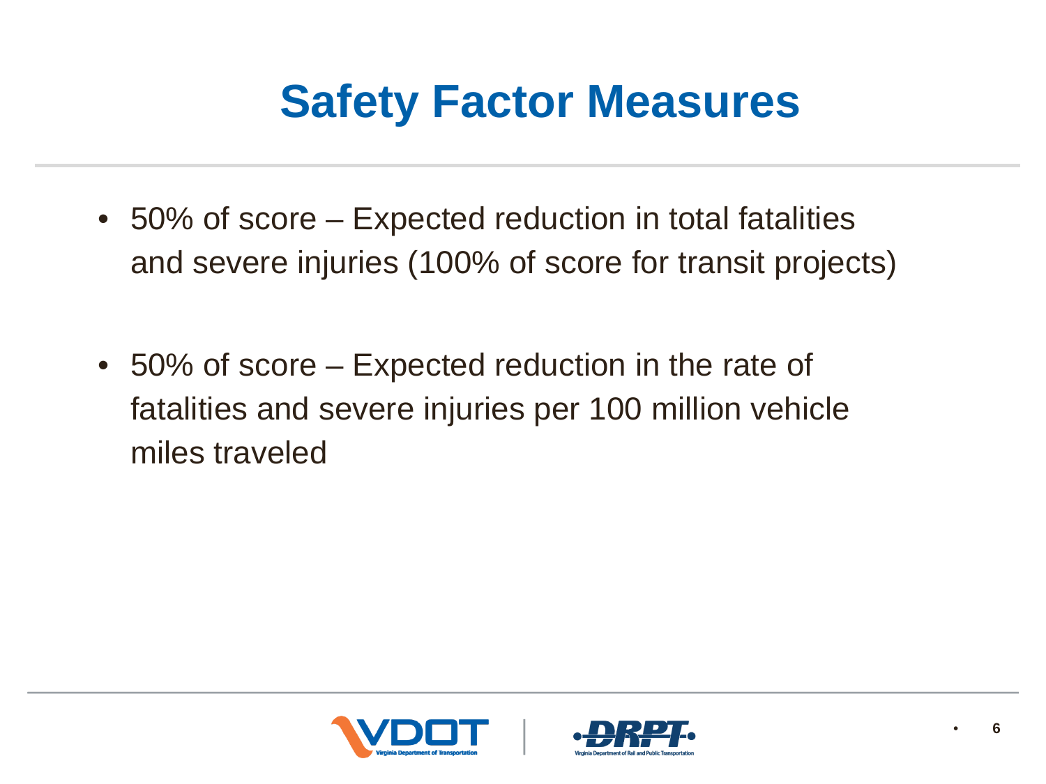# Safety Factor Measures

- 50% of score – Expected reduction in total fatalities and severe injuries (100% of score for transit projects)
- 50% of score – Expected reduction in the rate of fatalities and severe injuries per 100 million vehicle miles traveled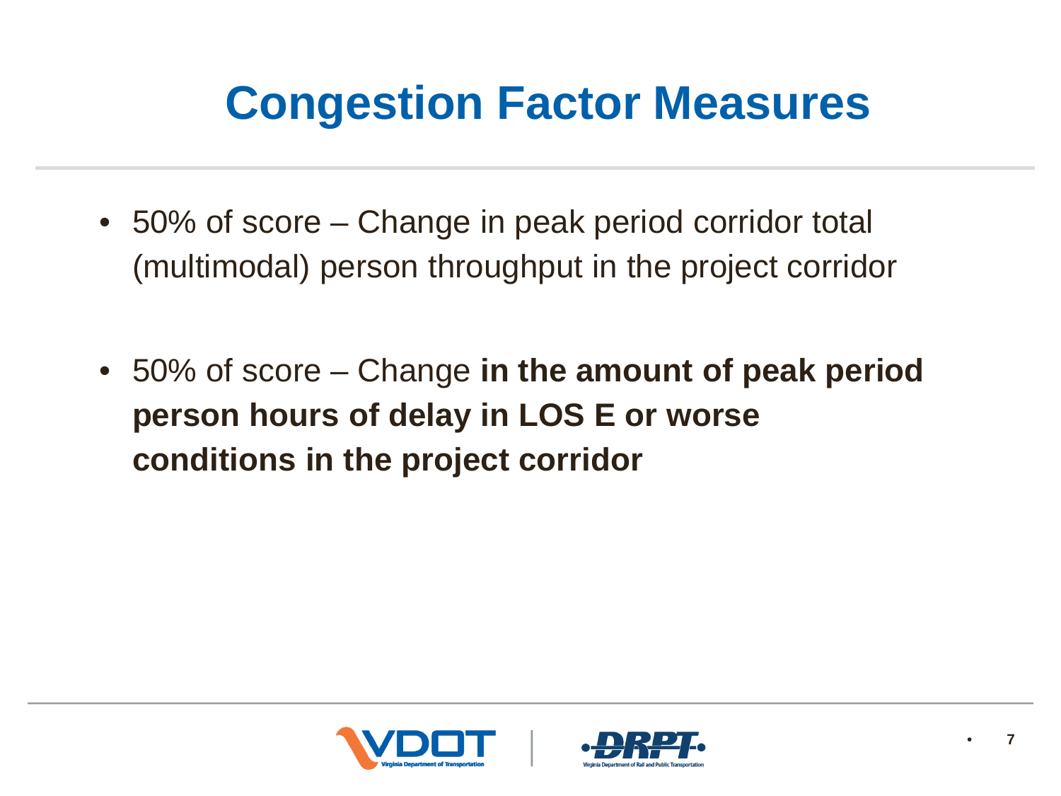# Congestion Factor Measures

- 50% of score – Change in peak period corridor total (multimodal) person throughput in the project corridor
- 50% of score – Change **in the amount of peak period person hours of delay in LOS E or worse conditions in the project corridor**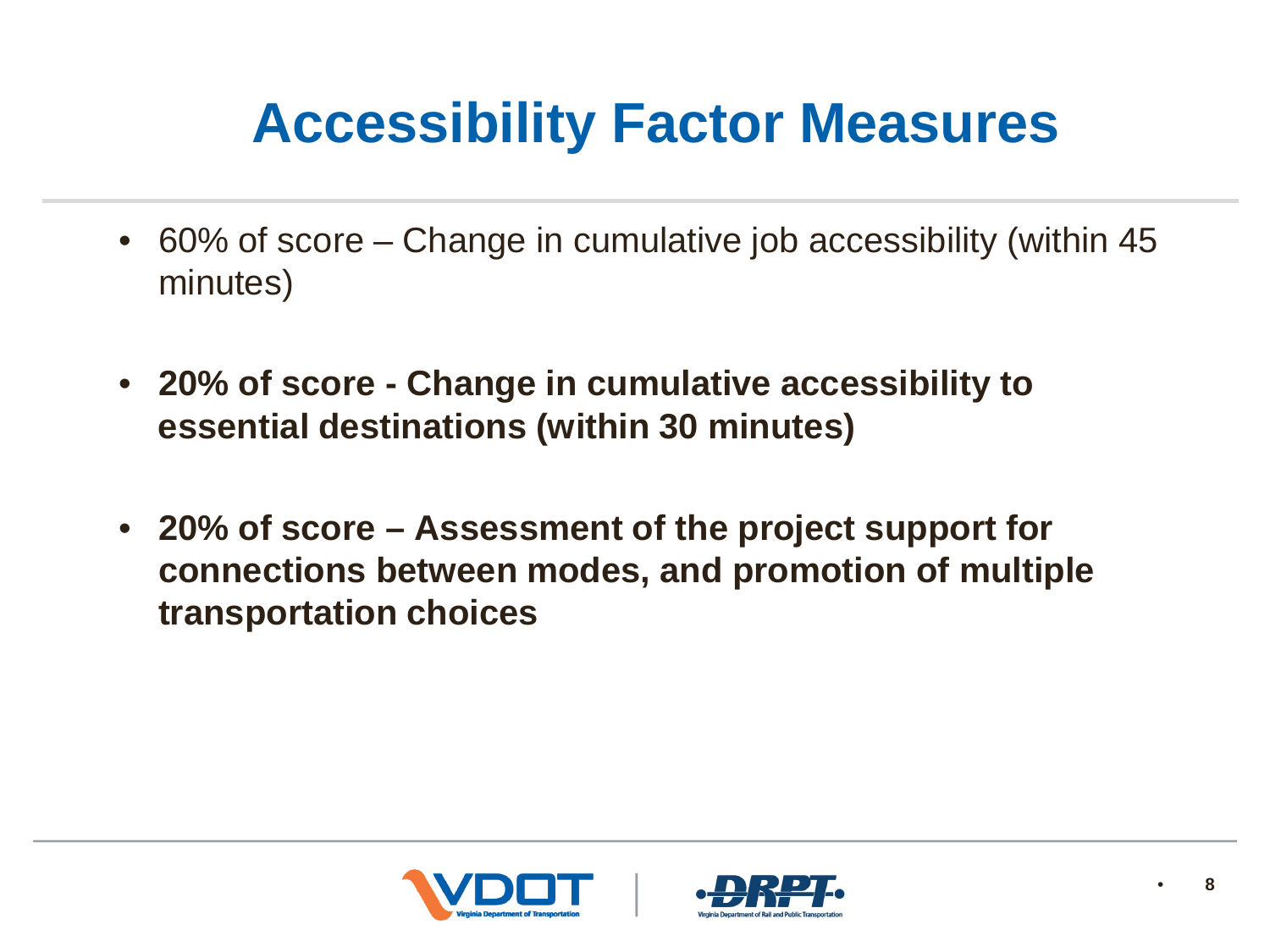# Accessibility Factor Measures

- 60% of score – Change in cumulative job accessibility (within 45 minutes)
- **20% of score - Change in cumulative accessibility to essential destinations (within 30 minutes)**
- **20% of score – Assessment of the project support for connections between modes, and promotion of multiple transportation choices**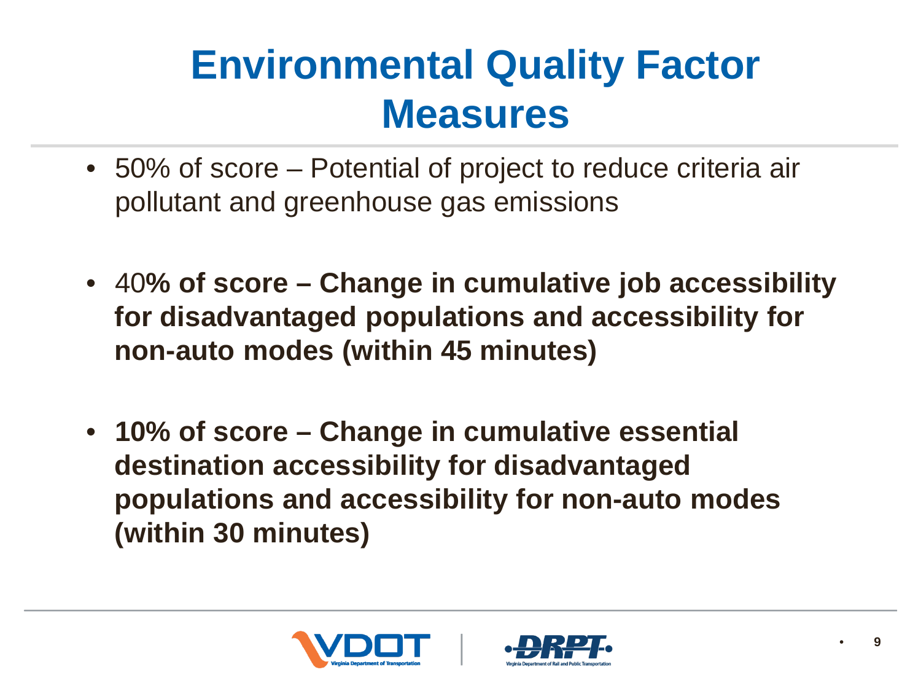# Environmental Quality Factor Measures

- 50% of score – Potential of project to reduce criteria air pollutant and greenhouse gas emissions

- 40**% of score – Change in cumulative job accessibility for disadvantaged populations and accessibility for non-auto modes (within 45 minutes)**

- **10% of score – Change in cumulative essential destination accessibility for disadvantaged populations and accessibility for non-auto modes (within 30 minutes)**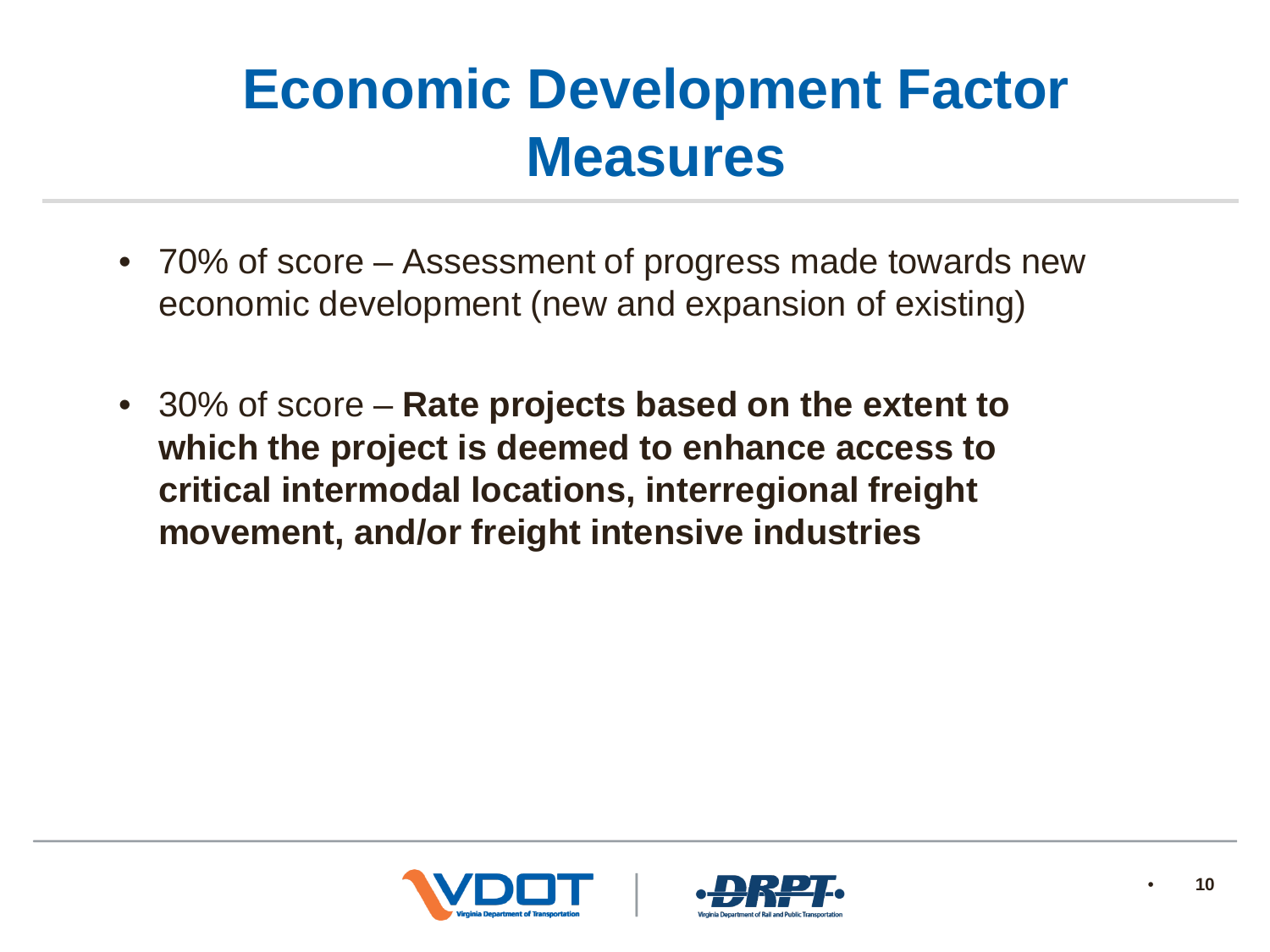# Economic Development Factor Measures

- 70% of score – Assessment of progress made towards new economic development (new and expansion of existing)
- 30% of score – **Rate projects based on the extent to which the project is deemed to enhance access to critical intermodal locations, interregional freight movement, and/or freight intensive industries**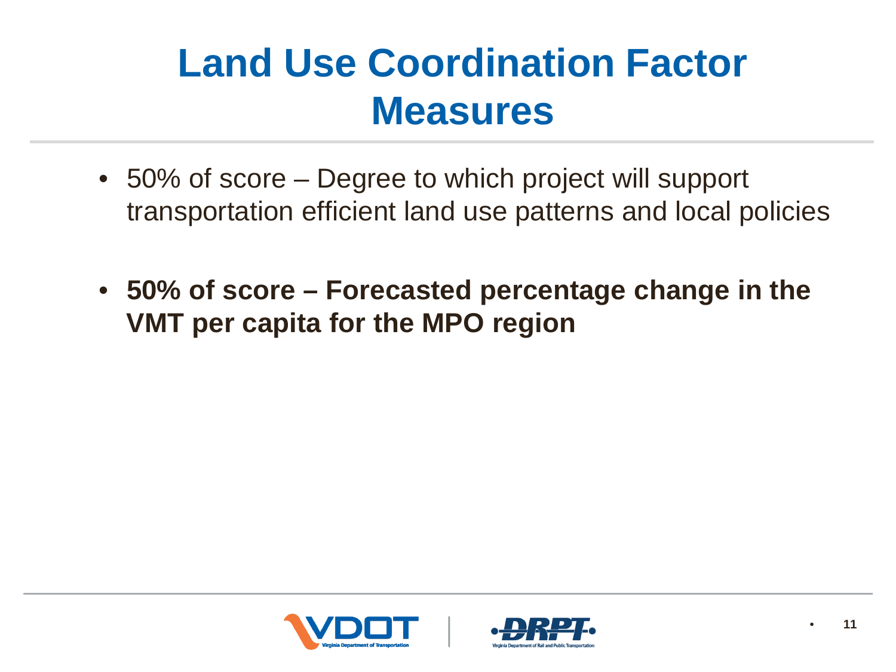# Land Use Coordination Factor Measures

- 50% of score – Degree to which project will support transportation efficient land use patterns and local policies
- **50% of score – Forecasted percentage change in the VMT per capita for the MPO region**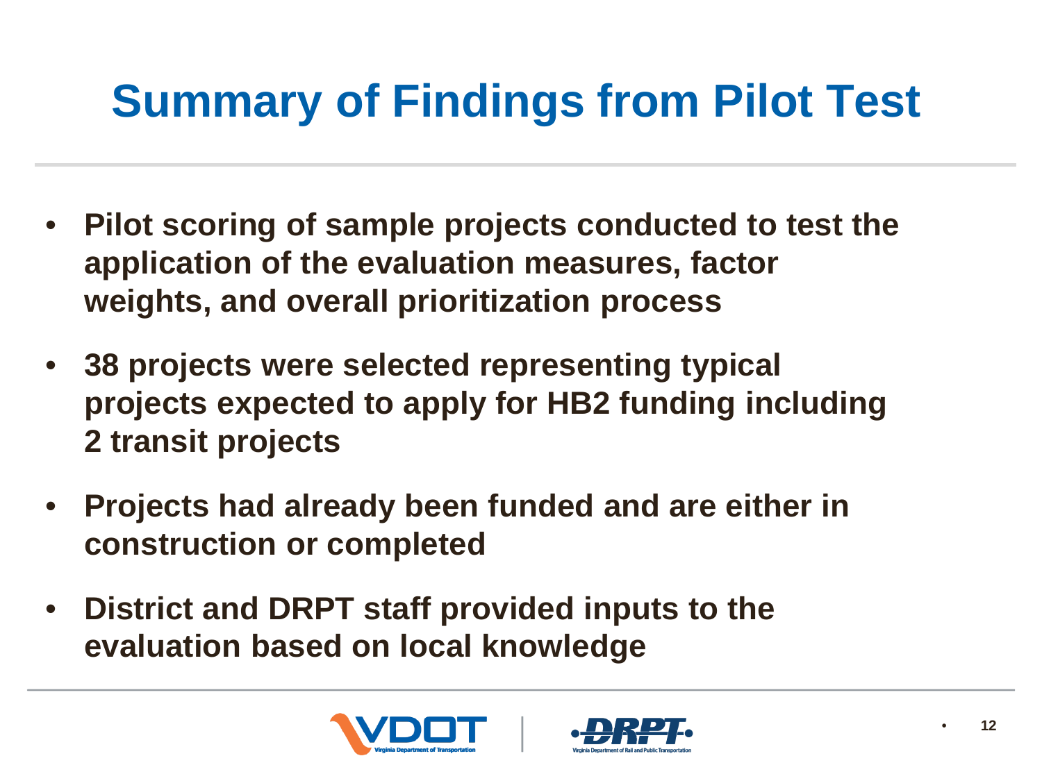# Summary of Findings from Pilot Test

- **Pilot scoring of sample projects conducted to test the application of the evaluation measures, factor weights, and overall prioritization process**
- **38 projects were selected representing typical projects expected to apply for HB2 funding including 2 transit projects**
- **Projects had already been funded and are either in construction or completed**
- **District and DRPT staff provided inputs to the evaluation based on local knowledge**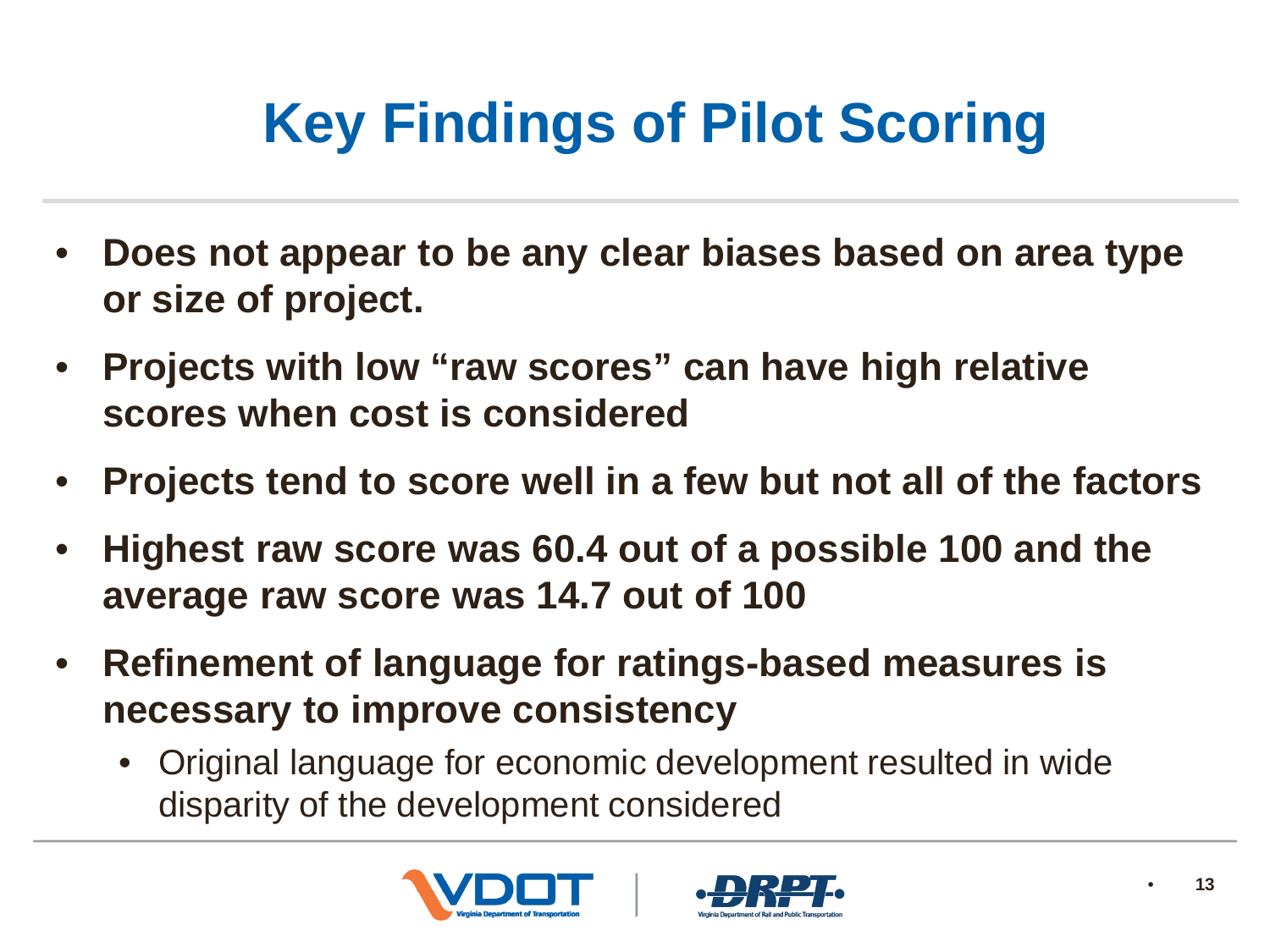# Key Findings of Pilot Scoring

- **Does not appear to be any clear biases based on area type or size of project.**
- **Projects with low "raw scores" can have high relative scores when cost is considered**
- **Projects tend to score well in a few but not all of the factors**
- **Highest raw score was 60.4 out of a possible 100 and the average raw score was 14.7 out of 100**
- **Refinement of language for ratings-based measures is necessary to improve consistency**
  - Original language for economic development resulted in wide disparity of the development considered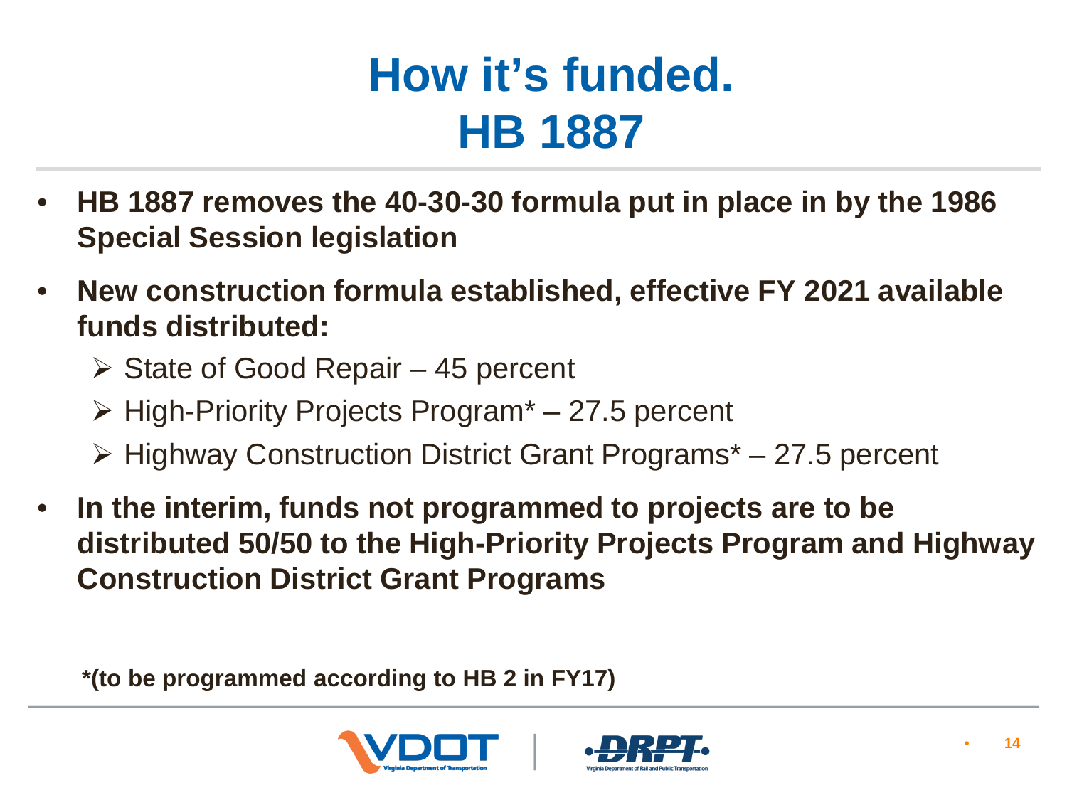# How it's funded.
# HB 1887

- **HB 1887 removes the 40-30-30 formula put in place in by the 1986 Special Session legislation**
- **New construction formula established, effective FY 2021 available funds distributed:**
  - State of Good Repair – 45 percent
  - High-Priority Projects Program* – 27.5 percent
  - Highway Construction District Grant Programs* – 27.5 percent
- **In the interim, funds not programmed to projects are to be distributed 50/50 to the High-Priority Projects Program and Highway Construction District Grant Programs**

**\*(to be programmed according to HB 2 in FY17)**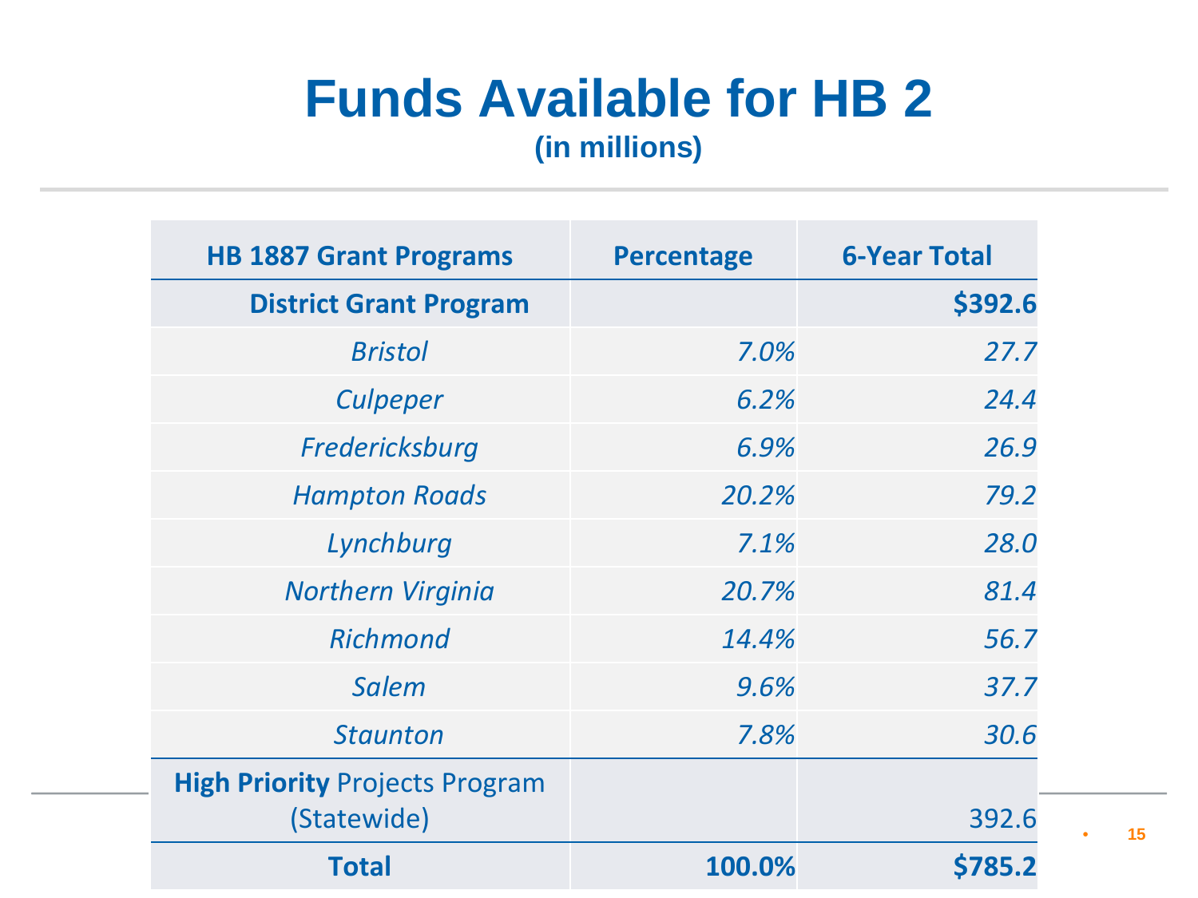# Funds Available for HB 2

### (in millions)

| HB 1887 Grant Programs | Percentage | 6-Year Total |
|---|---|---|
| **District Grant Program** | | **$392.6** |
| *Bristol* | *7.0%* | *27.7* |
| *Culpeper* | *6.2%* | *24.4* |
| *Fredericksburg* | *6.9%* | *26.9* |
| *Hampton Roads* | *20.2%* | *79.2* |
| *Lynchburg* | *7.1%* | *28.0* |
| *Northern Virginia* | *20.7%* | *81.4* |
| *Richmond* | *14.4%* | *56.7* |
| *Salem* | *9.6%* | *37.7* |
| *Staunton* | *7.8%* | *30.6* |
| **High Priority** Projects Program (Statewide) | | 392.6 |
| **Total** | **100.0%** | **$785.2** |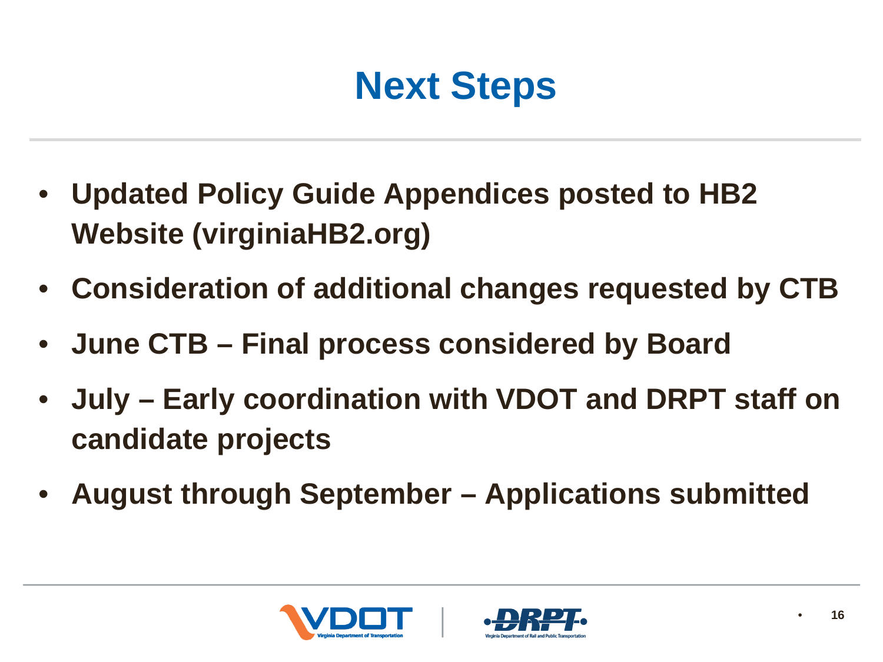# Next Steps

- **Updated Policy Guide Appendices posted to HB2 Website (virginiaHB2.org)**
- **Consideration of additional changes requested by CTB**
- **June CTB – Final process considered by Board**
- **July – Early coordination with VDOT and DRPT staff on candidate projects**
- **August through September – Applications submitted**